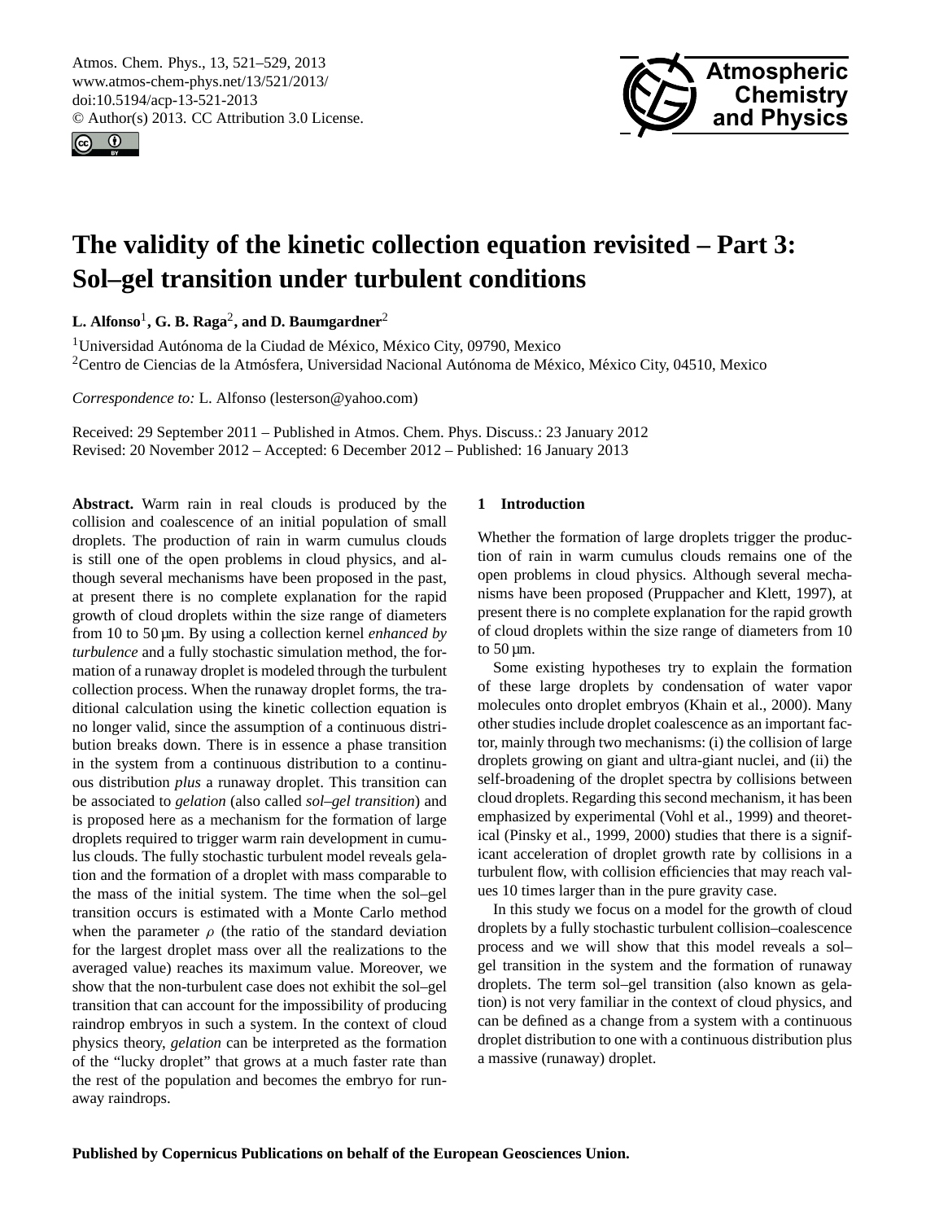# The validity of the kinetic collection equation revisited – Part 3: Sol–gel transition under turbulent conditions

**L. Alfonso**[1], **G. B. Raga**[2], **and D. Baumgardner**[2]

[1]Universidad Autónoma de la Ciudad de México, México City, 09790, Mexico

[2]Centro de Ciencias de la Atmósfera, Universidad Nacional Autónoma de México, México City, 04510, Mexico

*Correspondence to:* L. Alfonso (lesterson@yahoo.com)

Received: 29 September 2011 – Published in Atmos. Chem. Phys. Discuss.: 23 January 2012
Revised: 20 November 2012 – Accepted: 6 December 2012 – Published: 16 January 2013

**Abstract.** Warm rain in real clouds is produced by the collision and coalescence of an initial population of small droplets. The production of rain in warm cumulus clouds is still one of the open problems in cloud physics, and although several mechanisms have been proposed in the past, at present there is no complete explanation for the rapid growth of cloud droplets within the size range of diameters from 10 to 50 µm. By using a collection kernel *enhanced by turbulence* and a fully stochastic simulation method, the formation of a runaway droplet is modeled through the turbulent collection process. When the runaway droplet forms, the traditional calculation using the kinetic collection equation is no longer valid, since the assumption of a continuous distribution breaks down. There is in essence a phase transition in the system from a continuous distribution to a continuous distribution *plus* a runaway droplet. This transition can be associated to *gelation* (also called *sol–gel transition*) and is proposed here as a mechanism for the formation of large droplets required to trigger warm rain development in cumulus clouds. The fully stochastic turbulent model reveals gelation and the formation of a droplet with mass comparable to the mass of the initial system. The time when the sol–gel transition occurs is estimated with a Monte Carlo method when the parameter $\rho$ (the ratio of the standard deviation for the largest droplet mass over all the realizations to the averaged value) reaches its maximum value. Moreover, we show that the non-turbulent case does not exhibit the sol–gel transition that can account for the impossibility of producing raindrop embryos in such a system. In the context of cloud physics theory, *gelation* can be interpreted as the formation of the "lucky droplet" that grows at a much faster rate than the rest of the population and becomes the embryo for runaway raindrops.

## 1 Introduction

Whether the formation of large droplets trigger the production of rain in warm cumulus clouds remains one of the open problems in cloud physics. Although several mechanisms have been proposed (Pruppacher and Klett, 1997), at present there is no complete explanation for the rapid growth of cloud droplets within the size range of diameters from 10 to 50 µm.

Some existing hypotheses try to explain the formation of these large droplets by condensation of water vapor molecules onto droplet embryos (Khain et al., 2000). Many other studies include droplet coalescence as an important factor, mainly through two mechanisms: (i) the collision of large droplets growing on giant and ultra-giant nuclei, and (ii) the self-broadening of the droplet spectra by collisions between cloud droplets. Regarding this second mechanism, it has been emphasized by experimental (Vohl et al., 1999) and theoretical (Pinsky et al., 1999, 2000) studies that there is a significant acceleration of droplet growth rate by collisions in a turbulent flow, with collision efficiencies that may reach values 10 times larger than in the pure gravity case.

In this study we focus on a model for the growth of cloud droplets by a fully stochastic turbulent collision–coalescence process and we will show that this model reveals a sol–gel transition in the system and the formation of runaway droplets. The term sol–gel transition (also known as gelation) is not very familiar in the context of cloud physics, and can be defined as a change from a system with a continuous droplet distribution to one with a continuous distribution plus a massive (runaway) droplet.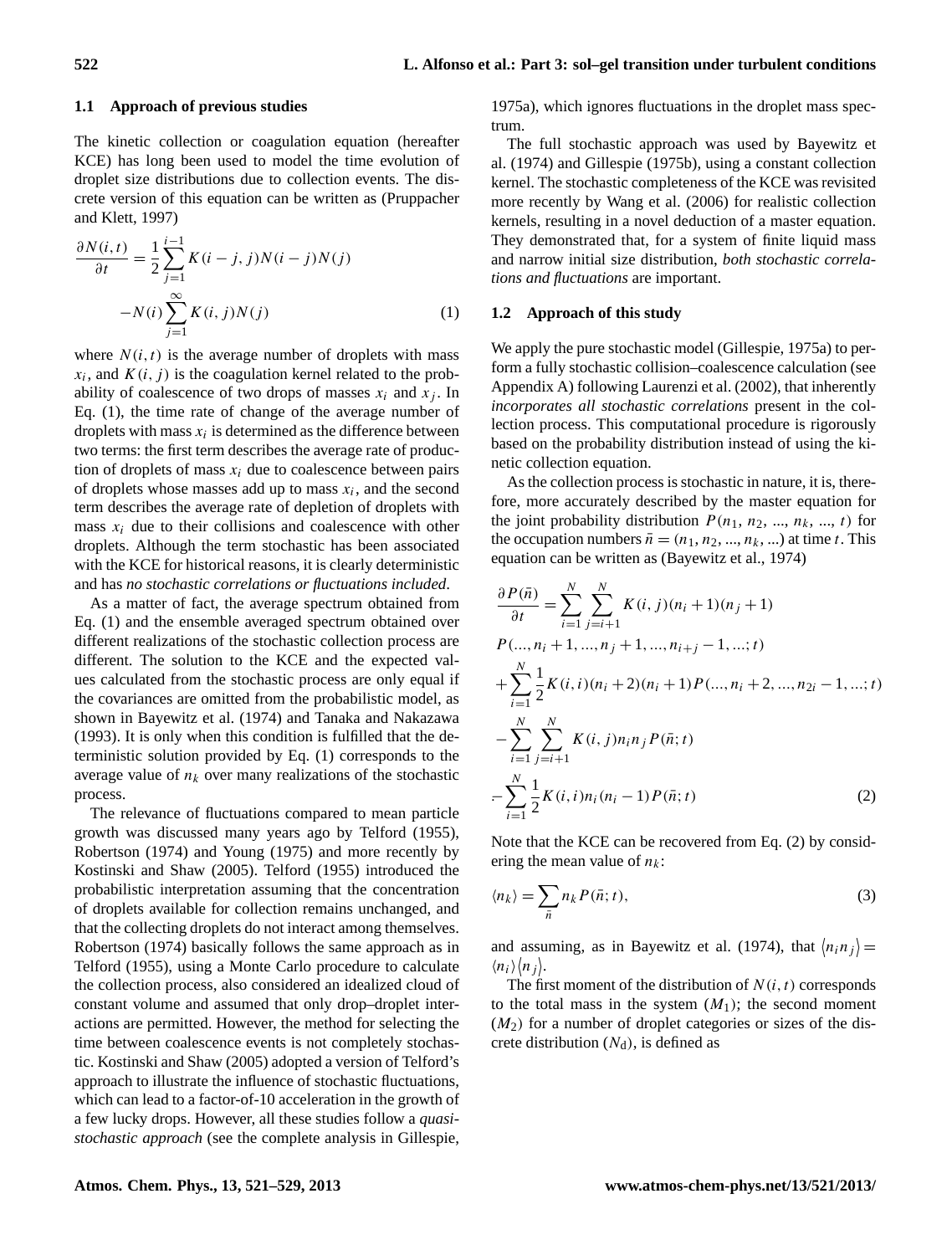### 1.1 Approach of previous studies

The kinetic collection or coagulation equation (hereafter KCE) has long been used to model the time evolution of droplet size distributions due to collection events. The discrete version of this equation can be written as (Pruppacher and Klett, 1997)

$$\frac{\partial N(i,t)}{\partial t} = \frac{1}{2}\sum_{j=1}^{i-1} K(i-j,j)N(i-j)N(j) - N(i)\sum_{j=1}^{\infty} K(i,j)N(j) \tag{1}$$

where $N(i,t)$ is the average number of droplets with mass $x_i$, and $K(i,j)$ is the coagulation kernel related to the probability of coalescence of two drops of masses $x_i$ and $x_j$. In Eq. (1), the time rate of change of the average number of droplets with mass $x_i$ is determined as the difference between two terms: the first term describes the average rate of production of droplets of mass $x_i$ due to coalescence between pairs of droplets whose masses add up to mass $x_i$, and the second term describes the average rate of depletion of droplets with mass $x_i$ due to their collisions and coalescence with other droplets. Although the term stochastic has been associated with the KCE for historical reasons, it is clearly deterministic and has *no stochastic correlations or fluctuations included*.

As a matter of fact, the average spectrum obtained from Eq. (1) and the ensemble averaged spectrum obtained over different realizations of the stochastic collection process are different. The solution to the KCE and the expected values calculated from the stochastic process are only equal if the covariances are omitted from the probabilistic model, as shown in Bayewitz et al. (1974) and Tanaka and Nakazawa (1993). It is only when this condition is fulfilled that the deterministic solution provided by Eq. (1) corresponds to the average value of $n_k$ over many realizations of the stochastic process.

The relevance of fluctuations compared to mean particle growth was discussed many years ago by Telford (1955), Robertson (1974) and Young (1975) and more recently by Kostinski and Shaw (2005). Telford (1955) introduced the probabilistic interpretation assuming that the concentration of droplets available for collection remains unchanged, and that the collecting droplets do not interact among themselves. Robertson (1974) basically follows the same approach as in Telford (1955), using a Monte Carlo procedure to calculate the collection process, also considered an idealized cloud of constant volume and assumed that only drop–droplet interactions are permitted. However, the method for selecting the time between coalescence events is not completely stochastic. Kostinski and Shaw (2005) adopted a version of Telford's approach to illustrate the influence of stochastic fluctuations, which can lead to a factor-of-10 acceleration in the growth of a few lucky drops. However, all these studies follow a *quasi-stochastic approach* (see the complete analysis in Gillespie, 1975a), which ignores fluctuations in the droplet mass spectrum.

The full stochastic approach was used by Bayewitz et al. (1974) and Gillespie (1975b), using a constant collection kernel. The stochastic completeness of the KCE was revisited more recently by Wang et al. (2006) for realistic collection kernels, resulting in a novel deduction of a master equation. They demonstrated that, for a system of finite liquid mass and narrow initial size distribution, *both stochastic correlations and fluctuations* are important.

### 1.2 Approach of this study

We apply the pure stochastic model (Gillespie, 1975a) to perform a fully stochastic collision–coalescence calculation (see Appendix A) following Laurenzi et al. (2002), that inherently *incorporates all stochastic correlations* present in the collection process. This computational procedure is rigorously based on the probability distribution instead of using the kinetic collection equation.

As the collection process is stochastic in nature, it is, therefore, more accurately described by the master equation for the joint probability distribution $P(n_1, n_2, ..., n_k, ..., t)$ for the occupation numbers $\bar{n} = (n_1, n_2, ..., n_k, ...)$ at time $t$. This equation can be written as (Bayewitz et al., 1974)

$$\begin{aligned}
\frac{\partial P(\bar{n})}{\partial t} &= \sum_{i=1}^{N}\sum_{j=i+1}^{N} K(i,j)(n_i+1)(n_j+1) \\
&P(..., n_i+1, ..., n_j+1, ..., n_{i+j}-1, ...; t) \\
&+ \sum_{i=1}^{N} \frac{1}{2} K(i,i)(n_i+2)(n_i+1)P(..., n_i+2, ..., n_{2i}-1, ...; t) \\
&- \sum_{i=1}^{N}\sum_{j=i+1}^{N} K(i,j) n_i n_j P(\bar{n}; t) \\
&- \sum_{i=1}^{N} \frac{1}{2} K(i,i) n_i (n_i - 1) P(\bar{n}; t)
\end{aligned} \tag{2}$$

Note that the KCE can be recovered from Eq. (2) by considering the mean value of $n_k$:

$$\langle n_k \rangle = \sum_{\bar{n}} n_k P(\bar{n}; t), \tag{3}$$

and assuming, as in Bayewitz et al. (1974), that $\langle n_i n_j \rangle = \langle n_i \rangle \langle n_j \rangle$.

The first moment of the distribution of $N(i,t)$ corresponds to the total mass in the system ($M_1$); the second moment ($M_2$) for a number of droplet categories or sizes of the discrete distribution ($N_d$), is defined as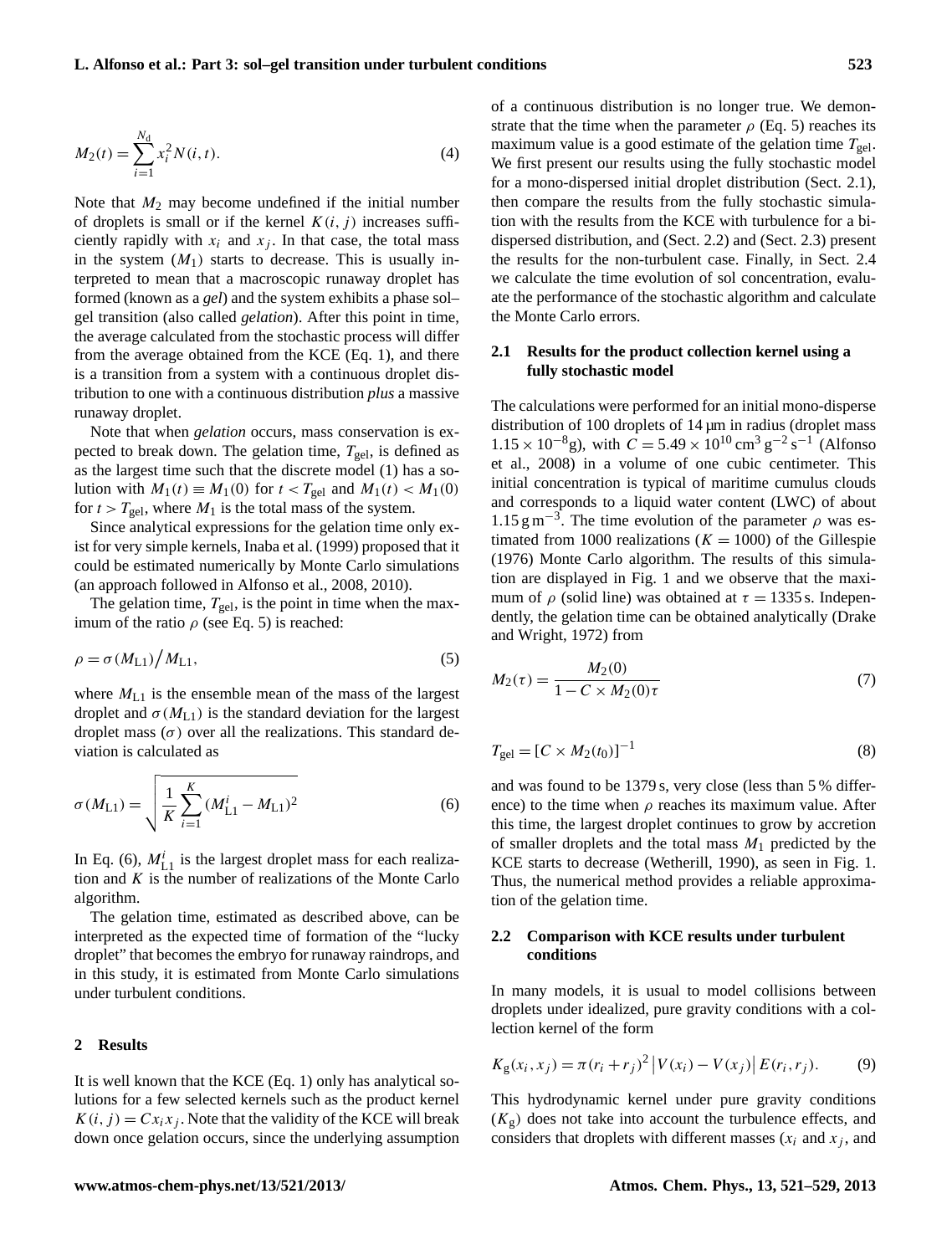$$M_2(t) = \sum_{i=1}^{N_d} x_i^2 N(i,t). \tag{4}$$

Note that $M_2$ may become undefined if the initial number of droplets is small or if the kernel $K(i, j)$ increases sufficiently rapidly with $x_i$ and $x_j$. In that case, the total mass in the system ($M_1$) starts to decrease. This is usually interpreted to mean that a macroscopic runaway droplet has formed (known as a *gel*) and the system exhibits a phase sol–gel transition (also called *gelation*). After this point in time, the average calculated from the stochastic process will differ from the average obtained from the KCE (Eq. 1), and there is a transition from a system with a continuous droplet distribution to one with a continuous distribution *plus* a massive runaway droplet.

Note that when *gelation* occurs, mass conservation is expected to break down. The gelation time, $T_{\text{gel}}$, is defined as as the largest time such that the discrete model (1) has a solution with $M_1(t) \equiv M_1(0)$ for $t < T_{\text{gel}}$ and $M_1(t) < M_1(0)$ for $t > T_{\text{gel}}$, where $M_1$ is the total mass of the system.

Since analytical expressions for the gelation time only exist for very simple kernels, Inaba et al. (1999) proposed that it could be estimated numerically by Monte Carlo simulations (an approach followed in Alfonso et al., 2008, 2010).

The gelation time, $T_{\text{gel}}$, is the point in time when the maximum of the ratio $\rho$ (see Eq. 5) is reached:

$$\rho = \sigma(M_{\text{L1}}) \big/ M_{\text{L1}}, \tag{5}$$

where $M_{\text{L1}}$ is the ensemble mean of the mass of the largest droplet and $\sigma(M_{\text{L1}})$ is the standard deviation for the largest droplet mass ($\sigma$) over all the realizations. This standard deviation is calculated as

$$\sigma(M_{\text{L1}}) = \sqrt{\frac{1}{K}\sum_{i=1}^{K}(M_{\text{L1}}^i - M_{\text{L1}})^2} \tag{6}$$

In Eq. (6), $M_{\text{L1}}^i$ is the largest droplet mass for each realization and $K$ is the number of realizations of the Monte Carlo algorithm.

The gelation time, estimated as described above, can be interpreted as the expected time of formation of the "lucky droplet" that becomes the embryo for runaway raindrops, and in this study, it is estimated from Monte Carlo simulations under turbulent conditions.

## 2 Results

It is well known that the KCE (Eq. 1) only has analytical solutions for a few selected kernels such as the product kernel $K(i, j) = C x_i x_j$. Note that the validity of the KCE will break down once gelation occurs, since the underlying assumption of a continuous distribution is no longer true. We demonstrate that the time when the parameter $\rho$ (Eq. 5) reaches its maximum value is a good estimate of the gelation time $T_{\text{gel}}$. We first present our results using the fully stochastic model for a mono-dispersed initial droplet distribution (Sect. 2.1), then compare the results from the fully stochastic simulation with the results from the KCE with turbulence for a bi-dispersed distribution, and (Sect. 2.2) and (Sect. 2.3) present the results for the non-turbulent case. Finally, in Sect. 2.4 we calculate the time evolution of sol concentration, evaluate the performance of the stochastic algorithm and calculate the Monte Carlo errors.

### 2.1 Results for the product collection kernel using a fully stochastic model

The calculations were performed for an initial mono-disperse distribution of 100 droplets of 14 µm in radius (droplet mass $1.15 \times 10^{-8}$ g), with $C = 5.49 \times 10^{10}\,\text{cm}^3\,\text{g}^{-2}\,\text{s}^{-1}$ (Alfonso et al., 2008) in a volume of one cubic centimeter. This initial concentration is typical of maritime cumulus clouds and corresponds to a liquid water content (LWC) of about $1.15\,\text{g}\,\text{m}^{-3}$. The time evolution of the parameter $\rho$ was estimated from 1000 realizations ($K = 1000$) of the Gillespie (1976) Monte Carlo algorithm. The results of this simulation are displayed in Fig. 1 and we observe that the maximum of $\rho$ (solid line) was obtained at $\tau = 1335$ s. Independently, the gelation time can be obtained analytically (Drake and Wright, 1972) from

$$M_2(\tau) = \frac{M_2(0)}{1 - C \times M_2(0)\tau} \tag{7}$$

$$T_{\text{gel}} = [C \times M_2(t_0)]^{-1} \tag{8}$$

and was found to be 1379 s, very close (less than 5 % difference) to the time when $\rho$ reaches its maximum value. After this time, the largest droplet continues to grow by accretion of smaller droplets and the total mass $M_1$ predicted by the KCE starts to decrease (Wetherill, 1990), as seen in Fig. 1. Thus, the numerical method provides a reliable approximation of the gelation time.

### 2.2 Comparison with KCE results under turbulent conditions

In many models, it is usual to model collisions between droplets under idealized, pure gravity conditions with a collection kernel of the form

$$K_{\text{g}}(x_i, x_j) = \pi(r_i + r_j)^2 \left|V(x_i) - V(x_j)\right| E(r_i, r_j). \tag{9}$$

This hydrodynamic kernel under pure gravity conditions ($K_{\text{g}}$) does not take into account the turbulence effects, and considers that droplets with different masses ($x_i$ and $x_j$, and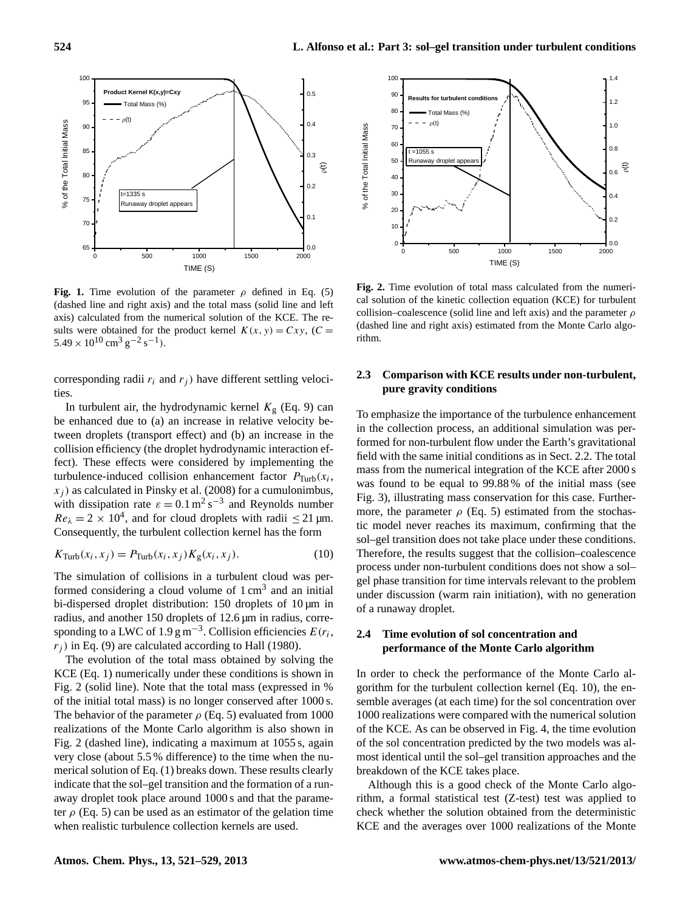**Fig. 1.** Time evolution of the parameter $\rho$ defined in Eq. (5) (dashed line and right axis) and the total mass (solid line and left axis) calculated from the numerical solution of the KCE. The results were obtained for the product kernel $K(x,y) = Cxy$, ($C = 5.49 \times 10^{10}\,\text{cm}^3\,\text{g}^{-2}\,\text{s}^{-1}$).

**Fig. 2.** Time evolution of total mass calculated from the numerical solution of the kinetic collection equation (KCE) for turbulent collision–coalescence (solid line and left axis) and the parameter $\rho$ (dashed line and right axis) estimated from the Monte Carlo algorithm.

corresponding radii $r_i$ and $r_j$) have different settling velocities.

In turbulent air, the hydrodynamic kernel $K_g$ (Eq. 9) can be enhanced due to (a) an increase in relative velocity between droplets (transport effect) and (b) an increase in the collision efficiency (the droplet hydrodynamic interaction effect). These effects were considered by implementing the turbulence-induced collision enhancement factor $P_{\text{Turb}}(x_i, x_j)$ as calculated in Pinsky et al. (2008) for a cumulonimbus, with dissipation rate $\varepsilon = 0.1\,\text{m}^2\,\text{s}^{-3}$ and Reynolds number $Re_\lambda = 2 \times 10^4$, and for cloud droplets with radii $\leq 21\,\mu\text{m}$. Consequently, the turbulent collection kernel has the form

$$K_{\text{Turb}}(x_i, x_j) = P_{\text{Turb}}(x_i, x_j) K_g(x_i, x_j). \tag{10}$$

The simulation of collisions in a turbulent cloud was performed considering a cloud volume of $1\,\text{cm}^3$ and an initial bi-dispersed droplet distribution: 150 droplets of $10\,\mu\text{m}$ in radius, and another 150 droplets of $12.6\,\mu\text{m}$ in radius, corresponding to a LWC of $1.9\,\text{g}\,\text{m}^{-3}$. Collision efficiencies $E(r_i, r_j)$ in Eq. (9) are calculated according to Hall (1980).

The evolution of the total mass obtained by solving the KCE (Eq. 1) numerically under these conditions is shown in Fig. 2 (solid line). Note that the total mass (expressed in % of the initial total mass) is no longer conserved after 1000 s. The behavior of the parameter $\rho$ (Eq. 5) evaluated from 1000 realizations of the Monte Carlo algorithm is also shown in Fig. 2 (dashed line), indicating a maximum at 1055 s, again very close (about 5.5 % difference) to the time when the numerical solution of Eq. (1) breaks down. These results clearly indicate that the sol–gel transition and the formation of a runaway droplet took place around 1000 s and that the parameter $\rho$ (Eq. 5) can be used as an estimator of the gelation time when realistic turbulence collection kernels are used.

### 2.3 Comparison with KCE results under non-turbulent, pure gravity conditions

To emphasize the importance of the turbulence enhancement in the collection process, an additional simulation was performed for non-turbulent flow under the Earth's gravitational field with the same initial conditions as in Sect. 2.2. The total mass from the numerical integration of the KCE after 2000 s was found to be equal to 99.88 % of the initial mass (see Fig. 3), illustrating mass conservation for this case. Furthermore, the parameter $\rho$ (Eq. 5) estimated from the stochastic model never reaches its maximum, confirming that the sol–gel transition does not take place under these conditions. Therefore, the results suggest that the collision–coalescence process under non-turbulent conditions does not show a sol–gel phase transition for time intervals relevant to the problem under discussion (warm rain initiation), with no generation of a runaway droplet.

### 2.4 Time evolution of sol concentration and performance of the Monte Carlo algorithm

In order to check the performance of the Monte Carlo algorithm for the turbulent collection kernel (Eq. 10), the ensemble averages (at each time) for the sol concentration over 1000 realizations were compared with the numerical solution of the KCE. As can be observed in Fig. 4, the time evolution of the sol concentration predicted by the two models was almost identical until the sol–gel transition approaches and the breakdown of the KCE takes place.

Although this is a good check of the Monte Carlo algorithm, a formal statistical test (Z-test) test was applied to check whether the solution obtained from the deterministic KCE and the averages over 1000 realizations of the Monte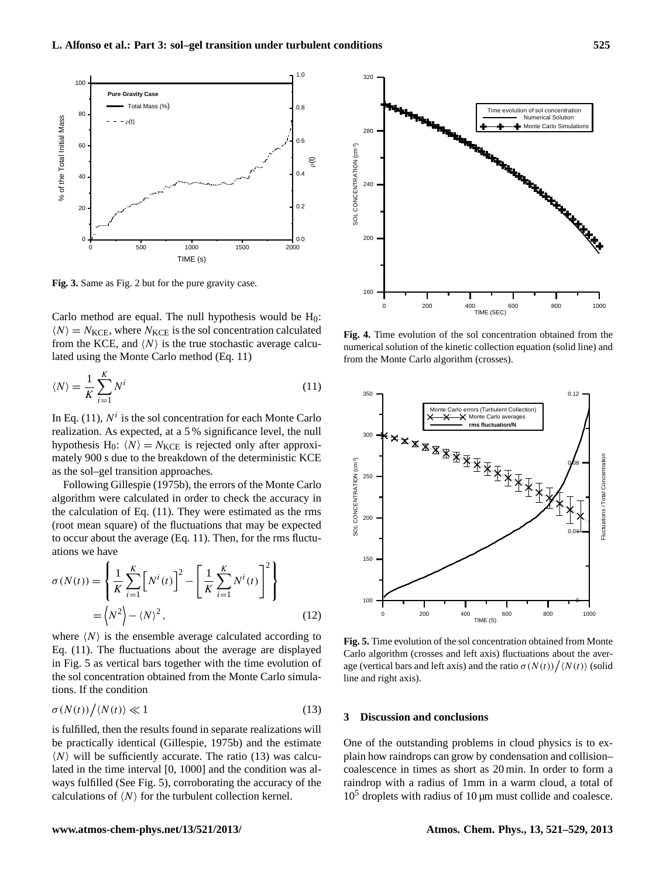**Fig. 3.** Same as Fig. 2 but for the pure gravity case.

Carlo method are equal. The null hypothesis would be $H_0$: $\langle N \rangle = N_{\mathrm{KCE}}$, where $N_{\mathrm{KCE}}$ is the sol concentration calculated from the KCE, and $\langle N \rangle$ is the true stochastic average calculated using the Monte Carlo method (Eq. 11)

$$\langle N \rangle = \frac{1}{K} \sum_{i=1}^{K} N^i \tag{11}$$

In Eq. (11), $N^i$ is the sol concentration for each Monte Carlo realization. As expected, at a 5 % significance level, the null hypothesis $H_0$: $\langle N \rangle = N_{\mathrm{KCE}}$ is rejected only after approximately 900 s due to the breakdown of the deterministic KCE as the sol–gel transition approaches.

Following Gillespie (1975b), the errors of the Monte Carlo algorithm were calculated in order to check the accuracy in the calculation of Eq. (11). They were estimated as the rms (root mean square) of the fluctuations that may be expected to occur about the average (Eq. 11). Then, for the rms fluctuations we have

$$\sigma(N(t)) = \left\{ \frac{1}{K} \sum_{i=1}^{K} \left[ N^i(t) \right]^2 - \left[ \frac{1}{K} \sum_{i=1}^{K} N^i(t) \right]^2 \right\} = \left\langle N^2 \right\rangle - \langle N \rangle^2, \tag{12}$$

where $\langle N \rangle$ is the ensemble average calculated according to Eq. (11). The fluctuations about the average are displayed in Fig. 5 as vertical bars together with the time evolution of the sol concentration obtained from the Monte Carlo simulations. If the condition

$$\sigma(N(t)) \big/ \langle N(t) \rangle \ll 1 \tag{13}$$

is fulfilled, then the results found in separate realizations will be practically identical (Gillespie, 1975b) and the estimate $\langle N \rangle$ will be sufficiently accurate. The ratio (13) was calculated in the time interval [0, 1000] and the condition was always fulfilled (See Fig. 5), corroborating the accuracy of the calculations of $\langle N \rangle$ for the turbulent collection kernel.

**Fig. 4.** Time evolution of the sol concentration obtained from the numerical solution of the kinetic collection equation (solid line) and from the Monte Carlo algorithm (crosses).

**Fig. 5.** Time evolution of the sol concentration obtained from Monte Carlo algorithm (crosses and left axis) fluctuations about the average (vertical bars and left axis) and the ratio $\sigma(N(t)) \big/ \langle N(t) \rangle$ (solid line and right axis).

## 3 Discussion and conclusions

One of the outstanding problems in cloud physics is to explain how raindrops can grow by condensation and collision–coalescence in times as short as 20 min. In order to form a raindrop with a radius of 1mm in a warm cloud, a total of $10^5$ droplets with radius of 10 µm must collide and coalesce.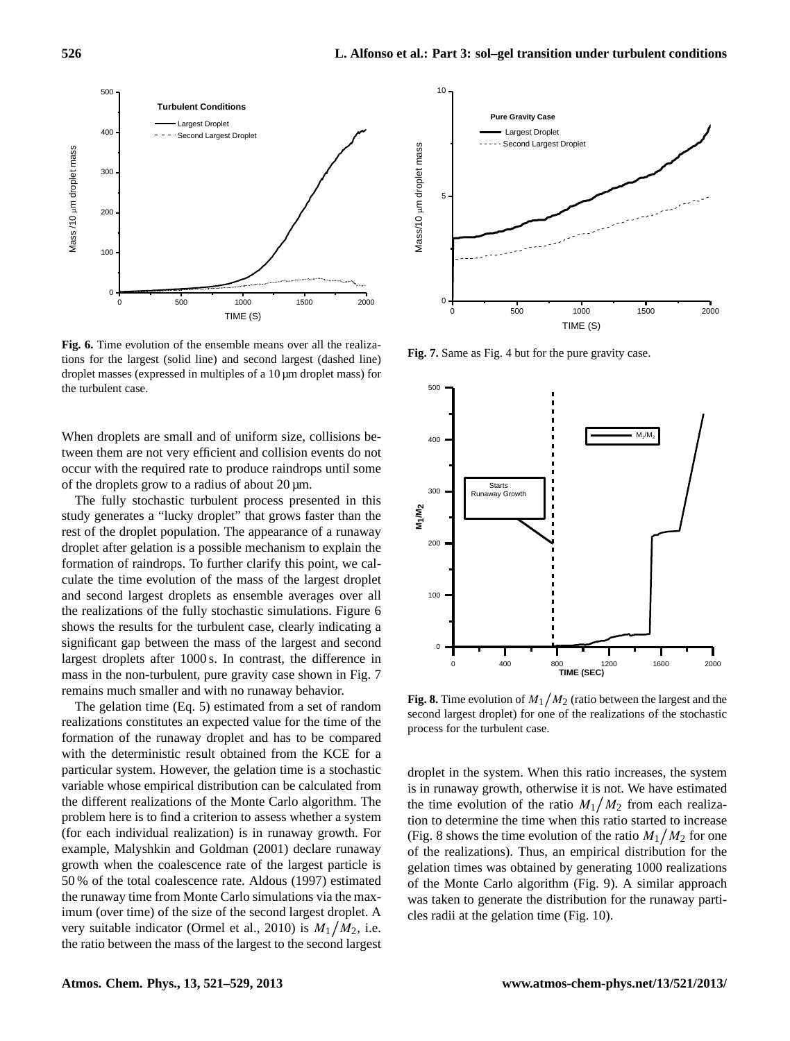**Fig. 6.** Time evolution of the ensemble means over all the realizations for the largest (solid line) and second largest (dashed line) droplet masses (expressed in multiples of a 10 µm droplet mass) for the turbulent case.

When droplets are small and of uniform size, collisions between them are not very efficient and collision events do not occur with the required rate to produce raindrops until some of the droplets grow to a radius of about 20 µm.

The fully stochastic turbulent process presented in this study generates a "lucky droplet" that grows faster than the rest of the droplet population. The appearance of a runaway droplet after gelation is a possible mechanism to explain the formation of raindrops. To further clarify this point, we calculate the time evolution of the mass of the largest droplet and second largest droplets as ensemble averages over all the realizations of the fully stochastic simulations. Figure 6 shows the results for the turbulent case, clearly indicating a significant gap between the mass of the largest and second largest droplets after 1000 s. In contrast, the difference in mass in the non-turbulent, pure gravity case shown in Fig. 7 remains much smaller and with no runaway behavior.

The gelation time (Eq. 5) estimated from a set of random realizations constitutes an expected value for the time of the formation of the runaway droplet and has to be compared with the deterministic result obtained from the KCE for a particular system. However, the gelation time is a stochastic variable whose empirical distribution can be calculated from the different realizations of the Monte Carlo algorithm. The problem here is to find a criterion to assess whether a system (for each individual realization) is in runaway growth. For example, Malyshkin and Goldman (2001) declare runaway growth when the coalescence rate of the largest particle is 50 % of the total coalescence rate. Aldous (1997) estimated the runaway time from Monte Carlo simulations via the maximum (over time) of the size of the second largest droplet. A very suitable indicator (Ormel et al., 2010) is $M_1/M_2$, i.e. the ratio between the mass of the largest to the second largest droplet in the system. When this ratio increases, the system is in runaway growth, otherwise it is not. We have estimated the time evolution of the ratio $M_1/M_2$ from each realization to determine the time when this ratio started to increase (Fig. 8 shows the time evolution of the ratio $M_1/M_2$ for one of the realizations). Thus, an empirical distribution for the gelation times was obtained by generating 1000 realizations of the Monte Carlo algorithm (Fig. 9). A similar approach was taken to generate the distribution for the runaway particles radii at the gelation time (Fig. 10).

**Fig. 7.** Same as Fig. 4 but for the pure gravity case.

**Fig. 8.** Time evolution of $M_1/M_2$ (ratio between the largest and the second largest droplet) for one of the realizations of the stochastic process for the turbulent case.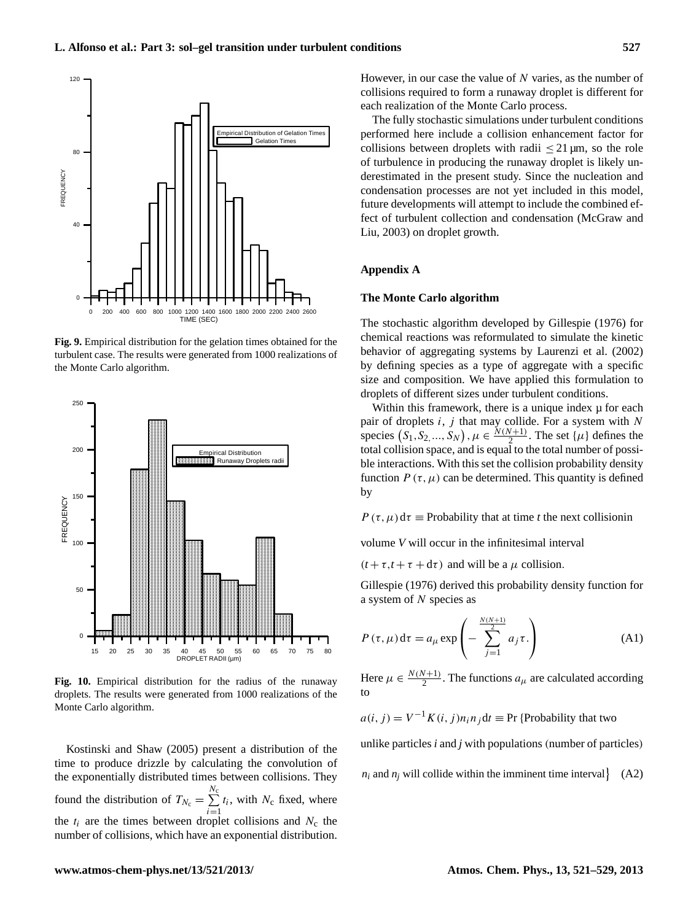**Fig. 9.** Empirical distribution for the gelation times obtained for the turbulent case. The results were generated from 1000 realizations of the Monte Carlo algorithm.

**Fig. 10.** Empirical distribution for the radius of the runaway droplets. The results were generated from 1000 realizations of the Monte Carlo algorithm.

Kostinski and Shaw (2005) present a distribution of the time to produce drizzle by calculating the convolution of the exponentially distributed times between collisions. They found the distribution of $T_{N_c} = \sum_{i=1}^{N_c} t_i$, with $N_c$ fixed, where the $t_i$ are the times between droplet collisions and $N_c$ the number of collisions, which have an exponential distribution. However, in our case the value of $N$ varies, as the number of collisions required to form a runaway droplet is different for each realization of the Monte Carlo process.

The fully stochastic simulations under turbulent conditions performed here include a collision enhancement factor for collisions between droplets with radii $\leq 21\,\mu$m, so the role of turbulence in producing the runaway droplet is likely underestimated in the present study. Since the nucleation and condensation processes are not yet included in this model, future developments will attempt to include the combined effect of turbulent collection and condensation (McGraw and Liu, 2003) on droplet growth.

## Appendix A

### The Monte Carlo algorithm

The stochastic algorithm developed by Gillespie (1976) for chemical reactions was reformulated to simulate the kinetic behavior of aggregating systems by Laurenzi et al. (2002) by defining species as a type of aggregate with a specific size and composition. We have applied this formulation to droplets of different sizes under turbulent conditions.

Within this framework, there is a unique index μ for each pair of droplets $i$, $j$ that may collide. For a system with $N$ species $(S_1, S_2, ..., S_N)$, $\mu \in \frac{N(N+1)}{2}$. The set $\{\mu\}$ defines the total collision space, and is equal to the total number of possible interactions. With this set the collision probability density function $P(\tau, \mu)$ can be determined. This quantity is defined by

$P(\tau, \mu)\,\mathrm{d}\tau \equiv$ Probability that at time $t$ the next collisionin volume $V$ will occur in the infinitesimal interval $(t+\tau, t+\tau+\mathrm{d}\tau)$ and will be a $\mu$ collision.

Gillespie (1976) derived this probability density function for a system of $N$ species as

$$P(\tau, \mu)\,\mathrm{d}\tau = a_\mu \exp\left(-\sum_{j=1}^{\frac{N(N+1)}{2}} a_j \tau.\right) \tag{A1}$$

Here $\mu \in \frac{N(N+1)}{2}$. The functions $a_\mu$ are calculated according to

$$a(i,j) = V^{-1} K(i,j) n_i n_j \mathrm{d}t \equiv \Pr\{\text{Probability that two unlike particles } i \text{ and } j \text{ with populations (number of particles) } n_i \text{ and } n_j \text{ will collide within the imminent time interval}\} \tag{A2}$$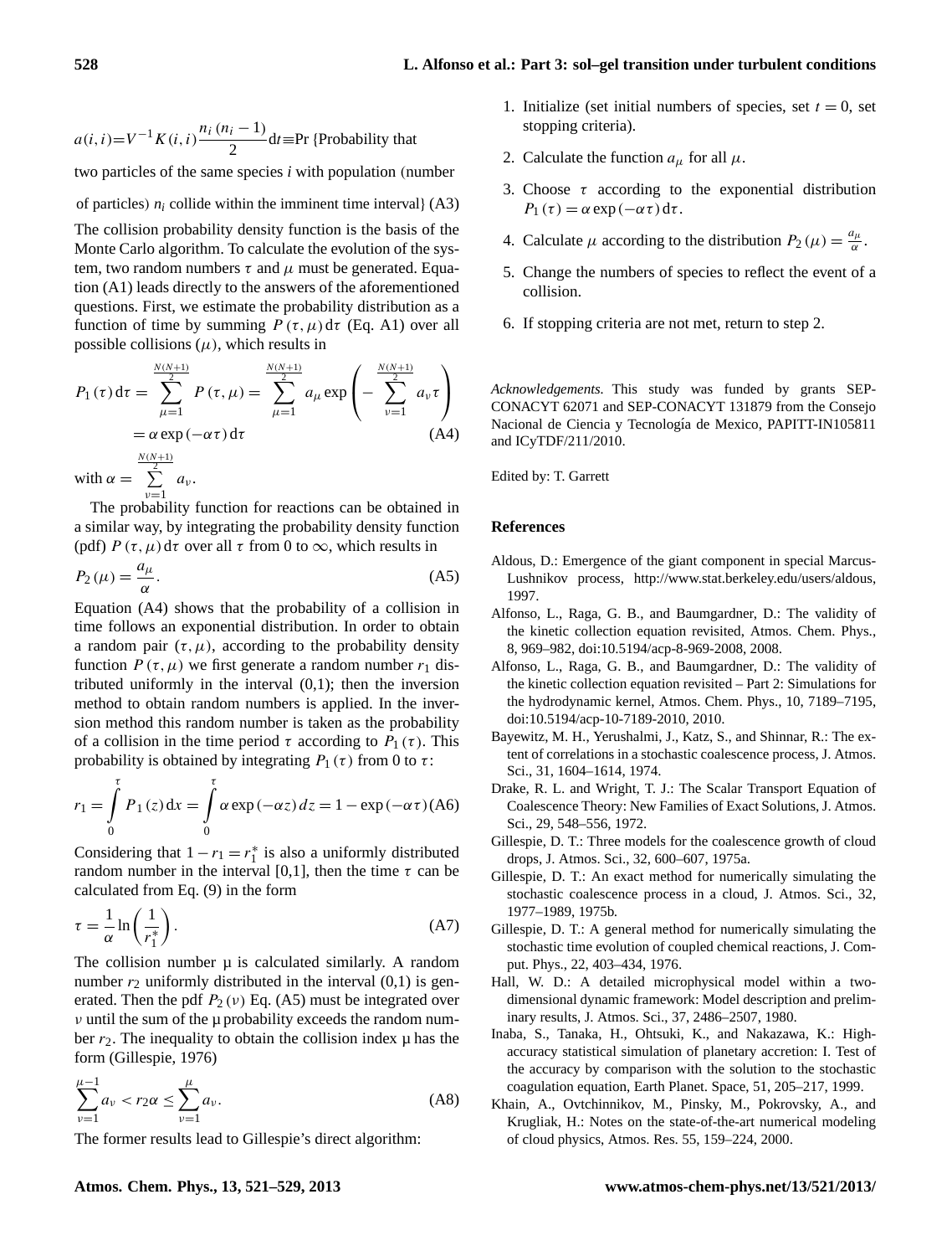$$a(i,i) = V^{-1} K(i,i) \frac{n_i(n_i - 1)}{2} \mathrm{d}t \equiv \text{Pr \{Probability that}$$

two particles of the same species $i$ with population (number

of particles) $n_i$ collide within the imminent time interval} (A3)

The collision probability density function is the basis of the Monte Carlo algorithm. To calculate the evolution of the system, two random numbers $\tau$ and $\mu$ must be generated. Equation (A1) leads directly to the answers of the aforementioned questions. First, we estimate the probability distribution as a function of time by summing $P(\tau, \mu)\,\mathrm{d}\tau$ (Eq. A1) over all possible collisions ($\mu$), which results in

$$P_1(\tau)\,\mathrm{d}\tau = \sum_{\mu=1}^{\frac{N(N+1)}{2}} P(\tau, \mu) = \sum_{\mu=1}^{\frac{N(N+1)}{2}} a_\mu \exp\left(-\sum_{\nu=1}^{\frac{N(N+1)}{2}} a_\nu \tau\right)$$
$$= \alpha \exp(-\alpha\tau)\,\mathrm{d}\tau \tag{A4}$$

with $\alpha = \sum\limits_{\nu=1}^{\frac{N(N+1)}{2}} a_\nu$.

The probability function for reactions can be obtained in a similar way, by integrating the probability density function (pdf) $P(\tau, \mu)\,\mathrm{d}\tau$ over all $\tau$ from 0 to $\infty$, which results in

$$P_2(\mu) = \frac{a_\mu}{\alpha}. \tag{A5}$$

Equation (A4) shows that the probability of a collision in time follows an exponential distribution. In order to obtain a random pair $(\tau, \mu)$, according to the probability density function $P(\tau, \mu)$ we first generate a random number $r_1$ distributed uniformly in the interval (0,1); then the inversion method to obtain random numbers is applied. In the inversion method this random number is taken as the probability of a collision in the time period $\tau$ according to $P_1(\tau)$. This probability is obtained by integrating $P_1(\tau)$ from 0 to $\tau$:

$$r_1 = \int_0^\tau P_1(z)\,\mathrm{d}x = \int_0^\tau \alpha \exp(-\alpha z)\,dz = 1 - \exp(-\alpha\tau) \tag{A6}$$

Considering that $1 - r_1 = r_1^*$ is also a uniformly distributed random number in the interval [0,1], then the time $\tau$ can be calculated from Eq. (9) in the form

$$\tau = \frac{1}{\alpha} \ln\left(\frac{1}{r_1^*}\right). \tag{A7}$$

The collision number μ is calculated similarly. A random number $r_2$ uniformly distributed in the interval (0,1) is generated. Then the pdf $P_2(\nu)$ Eq. (A5) must be integrated over $\nu$ until the sum of the μ probability exceeds the random number $r_2$. The inequality to obtain the collision index μ has the form (Gillespie, 1976)

$$\sum_{\nu=1}^{\mu-1} a_\nu < r_2 \alpha \leq \sum_{\nu=1}^{\mu} a_\nu. \tag{A8}$$

The former results lead to Gillespie's direct algorithm:

1. Initialize (set initial numbers of species, set $t = 0$, set stopping criteria).
2. Calculate the function $a_\mu$ for all $\mu$.
3. Choose $\tau$ according to the exponential distribution $P_1(\tau) = \alpha \exp(-\alpha\tau)\,\mathrm{d}\tau$.
4. Calculate $\mu$ according to the distribution $P_2(\mu) = \frac{a_\mu}{\alpha}$.
5. Change the numbers of species to reflect the event of a collision.
6. If stopping criteria are not met, return to step 2.

*Acknowledgements.* This study was funded by grants SEP-CONACYT 62071 and SEP-CONACYT 131879 from the Consejo Nacional de Ciencia y Tecnología de Mexico, PAPITT-IN105811 and ICyTDF/211/2010.

Edited by: T. Garrett

## References

Aldous, D.: Emergence of the giant component in special Marcus-Lushnikov process, http://www.stat.berkeley.edu/users/aldous, 1997.

Alfonso, L., Raga, G. B., and Baumgardner, D.: The validity of the kinetic collection equation revisited, Atmos. Chem. Phys., 8, 969–982, doi:10.5194/acp-8-969-2008, 2008.

Alfonso, L., Raga, G. B., and Baumgardner, D.: The validity of the kinetic collection equation revisited – Part 2: Simulations for the hydrodynamic kernel, Atmos. Chem. Phys., 10, 7189–7195, doi:10.5194/acp-10-7189-2010, 2010.

Bayewitz, M. H., Yerushalmi, J., Katz, S., and Shinnar, R.: The extent of correlations in a stochastic coalescence process, J. Atmos. Sci., 31, 1604–1614, 1974.

Drake, R. L. and Wright, T. J.: The Scalar Transport Equation of Coalescence Theory: New Families of Exact Solutions, J. Atmos. Sci., 29, 548–556, 1972.

Gillespie, D. T.: Three models for the coalescence growth of cloud drops, J. Atmos. Sci., 32, 600–607, 1975a.

Gillespie, D. T.: An exact method for numerically simulating the stochastic coalescence process in a cloud, J. Atmos. Sci., 32, 1977–1989, 1975b.

Gillespie, D. T.: A general method for numerically simulating the stochastic time evolution of coupled chemical reactions, J. Comput. Phys., 22, 403–434, 1976.

Hall, W. D.: A detailed microphysical model within a two-dimensional dynamic framework: Model description and preliminary results, J. Atmos. Sci., 37, 2486–2507, 1980.

Inaba, S., Tanaka, H., Ohtsuki, K., and Nakazawa, K.: High-accuracy statistical simulation of planetary accretion: I. Test of the accuracy by comparison with the solution to the stochastic coagulation equation, Earth Planet. Space, 51, 205–217, 1999.

Khain, A., Ovtchinnikov, M., Pinsky, M., Pokrovsky, A., and Krugliak, H.: Notes on the state-of-the-art numerical modeling of cloud physics, Atmos. Res. 55, 159–224, 2000.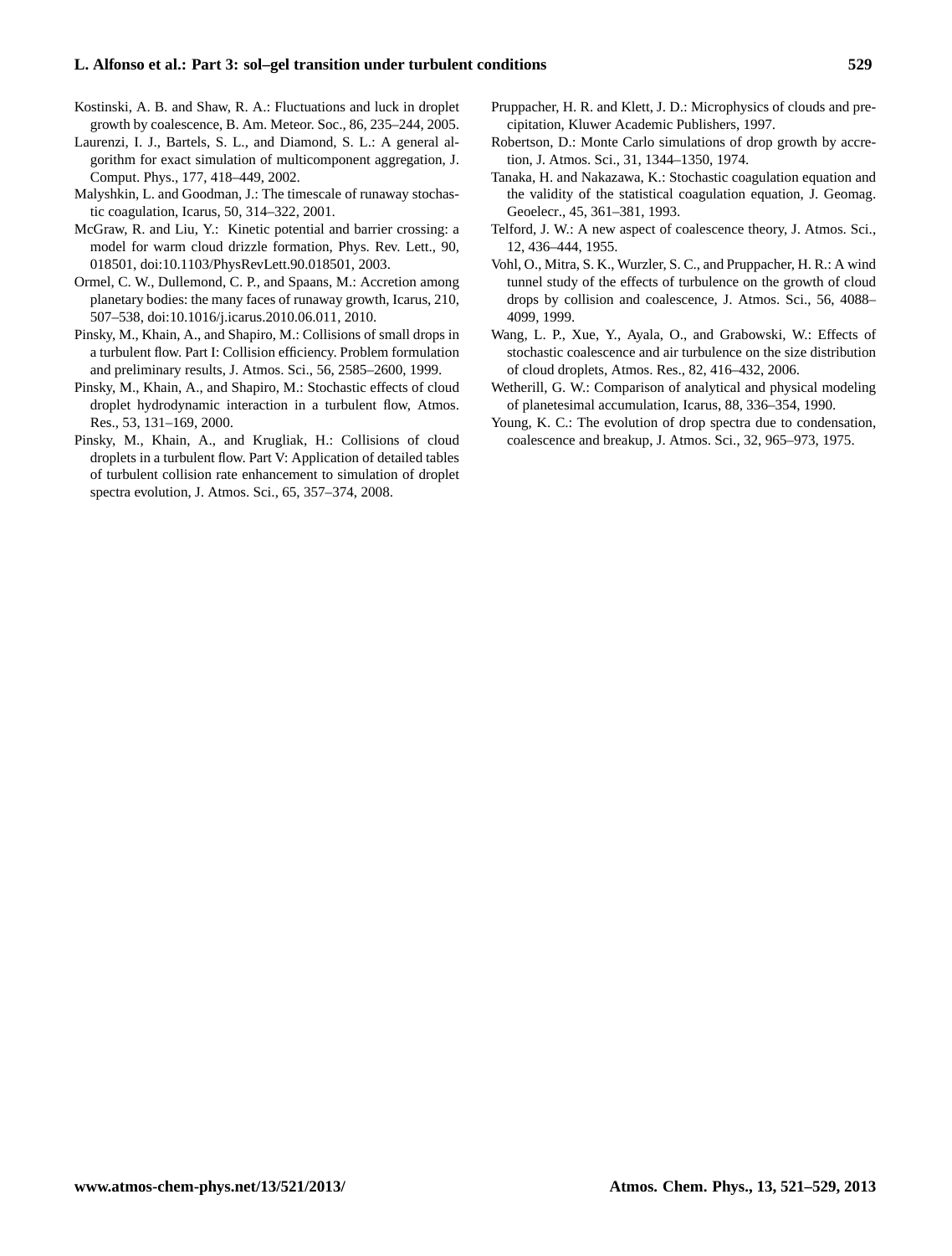Kostinski, A. B. and Shaw, R. A.: Fluctuations and luck in droplet growth by coalescence, B. Am. Meteor. Soc., 86, 235–244, 2005.

Laurenzi, I. J., Bartels, S. L., and Diamond, S. L.: A general algorithm for exact simulation of multicomponent aggregation, J. Comput. Phys., 177, 418–449, 2002.

Malyshkin, L. and Goodman, J.: The timescale of runaway stochastic coagulation, Icarus, 50, 314–322, 2001.

McGraw, R. and Liu, Y.: Kinetic potential and barrier crossing: a model for warm cloud drizzle formation, Phys. Rev. Lett., 90, 018501, doi:10.1103/PhysRevLett.90.018501, 2003.

Ormel, C. W., Dullemond, C. P., and Spaans, M.: Accretion among planetary bodies: the many faces of runaway growth, Icarus, 210, 507–538, doi:10.1016/j.icarus.2010.06.011, 2010.

Pinsky, M., Khain, A., and Shapiro, M.: Collisions of small drops in a turbulent flow. Part I: Collision efficiency. Problem formulation and preliminary results, J. Atmos. Sci., 56, 2585–2600, 1999.

Pinsky, M., Khain, A., and Shapiro, M.: Stochastic effects of cloud droplet hydrodynamic interaction in a turbulent flow, Atmos. Res., 53, 131–169, 2000.

Pinsky, M., Khain, A., and Krugliak, H.: Collisions of cloud droplets in a turbulent flow. Part V: Application of detailed tables of turbulent collision rate enhancement to simulation of droplet spectra evolution, J. Atmos. Sci., 65, 357–374, 2008.

Pruppacher, H. R. and Klett, J. D.: Microphysics of clouds and precipitation, Kluwer Academic Publishers, 1997.

Robertson, D.: Monte Carlo simulations of drop growth by accretion, J. Atmos. Sci., 31, 1344–1350, 1974.

Tanaka, H. and Nakazawa, K.: Stochastic coagulation equation and the validity of the statistical coagulation equation, J. Geomag. Geoelecr., 45, 361–381, 1993.

Telford, J. W.: A new aspect of coalescence theory, J. Atmos. Sci., 12, 436–444, 1955.

Vohl, O., Mitra, S. K., Wurzler, S. C., and Pruppacher, H. R.: A wind tunnel study of the effects of turbulence on the growth of cloud drops by collision and coalescence, J. Atmos. Sci., 56, 4088–4099, 1999.

Wang, L. P., Xue, Y., Ayala, O., and Grabowski, W.: Effects of stochastic coalescence and air turbulence on the size distribution of cloud droplets, Atmos. Res., 82, 416–432, 2006.

Wetherill, G. W.: Comparison of analytical and physical modeling of planetesimal accumulation, Icarus, 88, 336–354, 1990.

Young, K. C.: The evolution of drop spectra due to condensation, coalescence and breakup, J. Atmos. Sci., 32, 965–973, 1975.